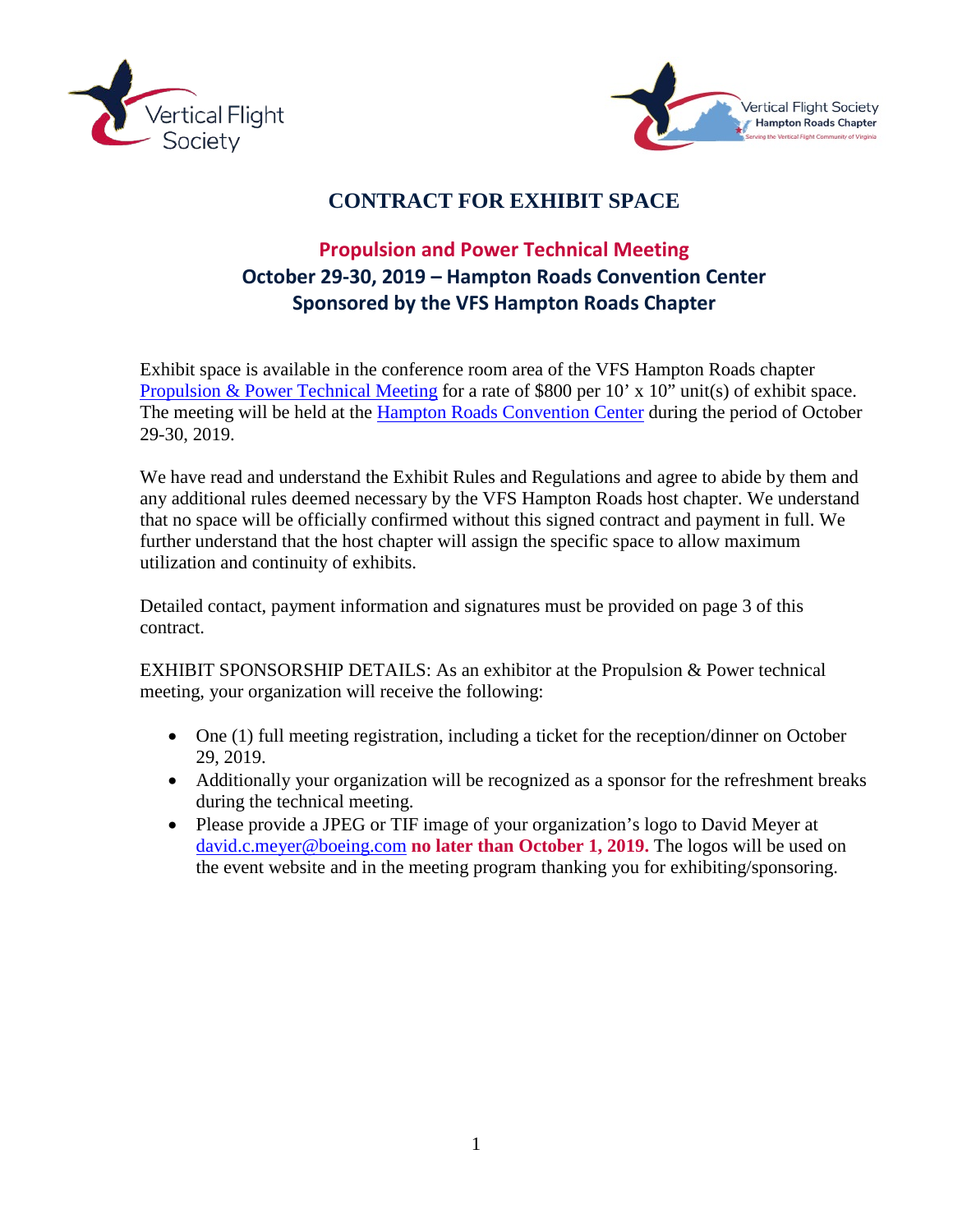# CONTRACT FOR EXHIBIT SPACE

## Propulsion and Power Technical Meeting
## October 29-30, 2019 – Hampton Roads Convention Center
## Sponsored by the VFS Hampton Roads Chapter

Exhibit space is available in the conference room area of the VFS Hampton Roads chapter Propulsion & Power Technical Meeting for a rate of $800 per 10' x 10" unit(s) of exhibit space. The meeting will be held at the Hampton Roads Convention Center during the period of October 29-30, 2019.

We have read and understand the Exhibit Rules and Regulations and agree to abide by them and any additional rules deemed necessary by the VFS Hampton Roads host chapter. We understand that no space will be officially confirmed without this signed contract and payment in full. We further understand that the host chapter will assign the specific space to allow maximum utilization and continuity of exhibits.

Detailed contact, payment information and signatures must be provided on page 3 of this contract.

EXHIBIT SPONSORSHIP DETAILS: As an exhibitor at the Propulsion & Power technical meeting, your organization will receive the following:

- One (1) full meeting registration, including a ticket for the reception/dinner on October 29, 2019.
- Additionally your organization will be recognized as a sponsor for the refreshment breaks during the technical meeting.
- Please provide a JPEG or TIF image of your organization's logo to David Meyer at david.c.meyer@boeing.com **no later than October 1, 2019.** The logos will be used on the event website and in the meeting program thanking you for exhibiting/sponsoring.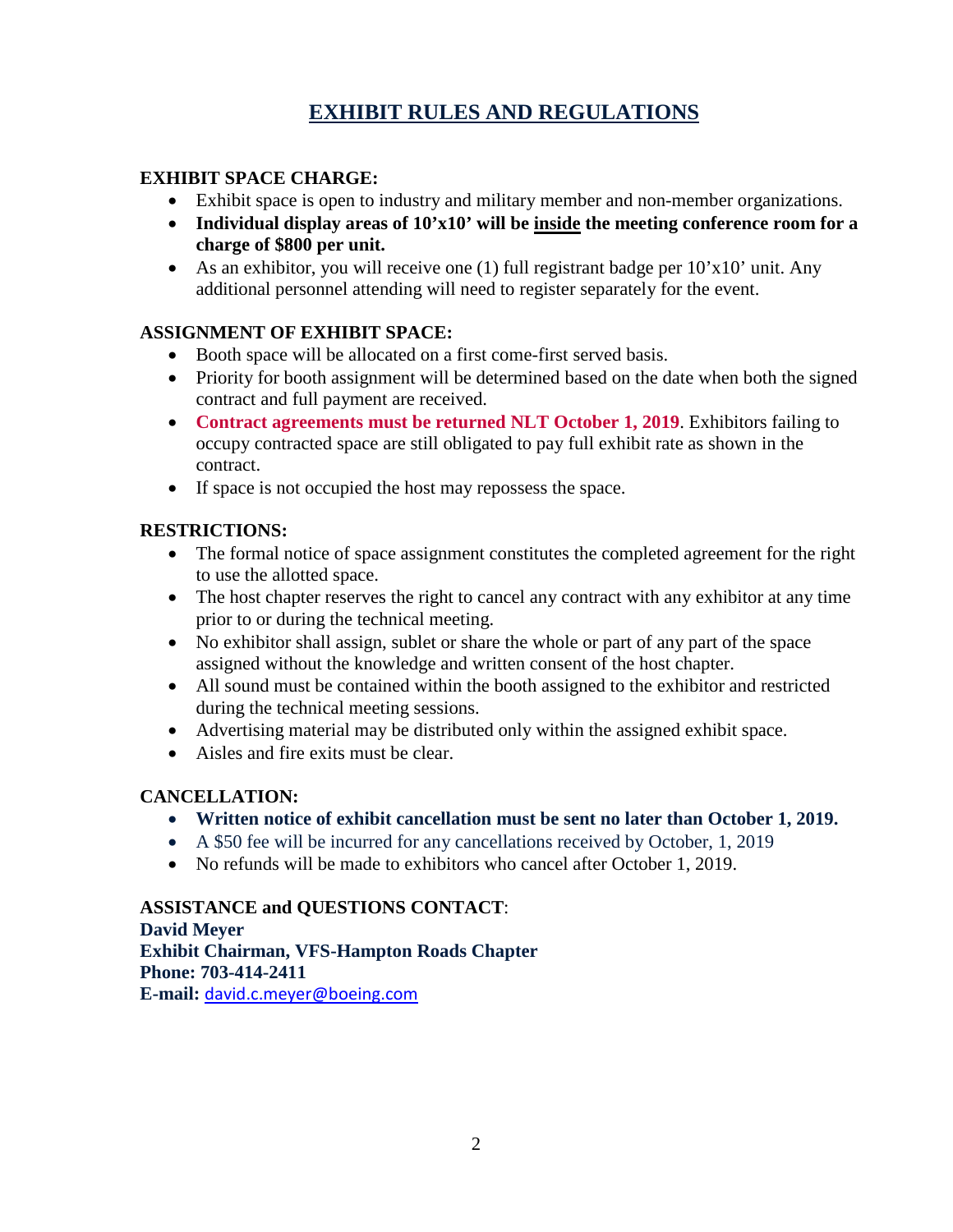# EXHIBIT RULES AND REGULATIONS

**EXHIBIT SPACE CHARGE:**

- Exhibit space is open to industry and military member and non-member organizations.
- **Individual display areas of 10’x10’ will be inside the meeting conference room for a charge of $800 per unit.**
- As an exhibitor, you will receive one (1) full registrant badge per 10’x10’ unit. Any additional personnel attending will need to register separately for the event.

**ASSIGNMENT OF EXHIBIT SPACE:**

- Booth space will be allocated on a first come-first served basis.
- Priority for booth assignment will be determined based on the date when both the signed contract and full payment are received.
- **Contract agreements must be returned NLT October 1, 2019**. Exhibitors failing to occupy contracted space are still obligated to pay full exhibit rate as shown in the contract.
- If space is not occupied the host may repossess the space.

**RESTRICTIONS:**

- The formal notice of space assignment constitutes the completed agreement for the right to use the allotted space.
- The host chapter reserves the right to cancel any contract with any exhibitor at any time prior to or during the technical meeting.
- No exhibitor shall assign, sublet or share the whole or part of any part of the space assigned without the knowledge and written consent of the host chapter.
- All sound must be contained within the booth assigned to the exhibitor and restricted during the technical meeting sessions.
- Advertising material may be distributed only within the assigned exhibit space.
- Aisles and fire exits must be clear.

**CANCELLATION:**

- **Written notice of exhibit cancellation must be sent no later than October 1, 2019.**
- A $50 fee will be incurred for any cancellations received by October, 1, 2019
- No refunds will be made to exhibitors who cancel after October 1, 2019.

**ASSISTANCE and QUESTIONS CONTACT**:
**David Meyer**
**Exhibit Chairman, VFS-Hampton Roads Chapter**
**Phone: 703-414-2411**
**E-mail:** david.c.meyer@boeing.com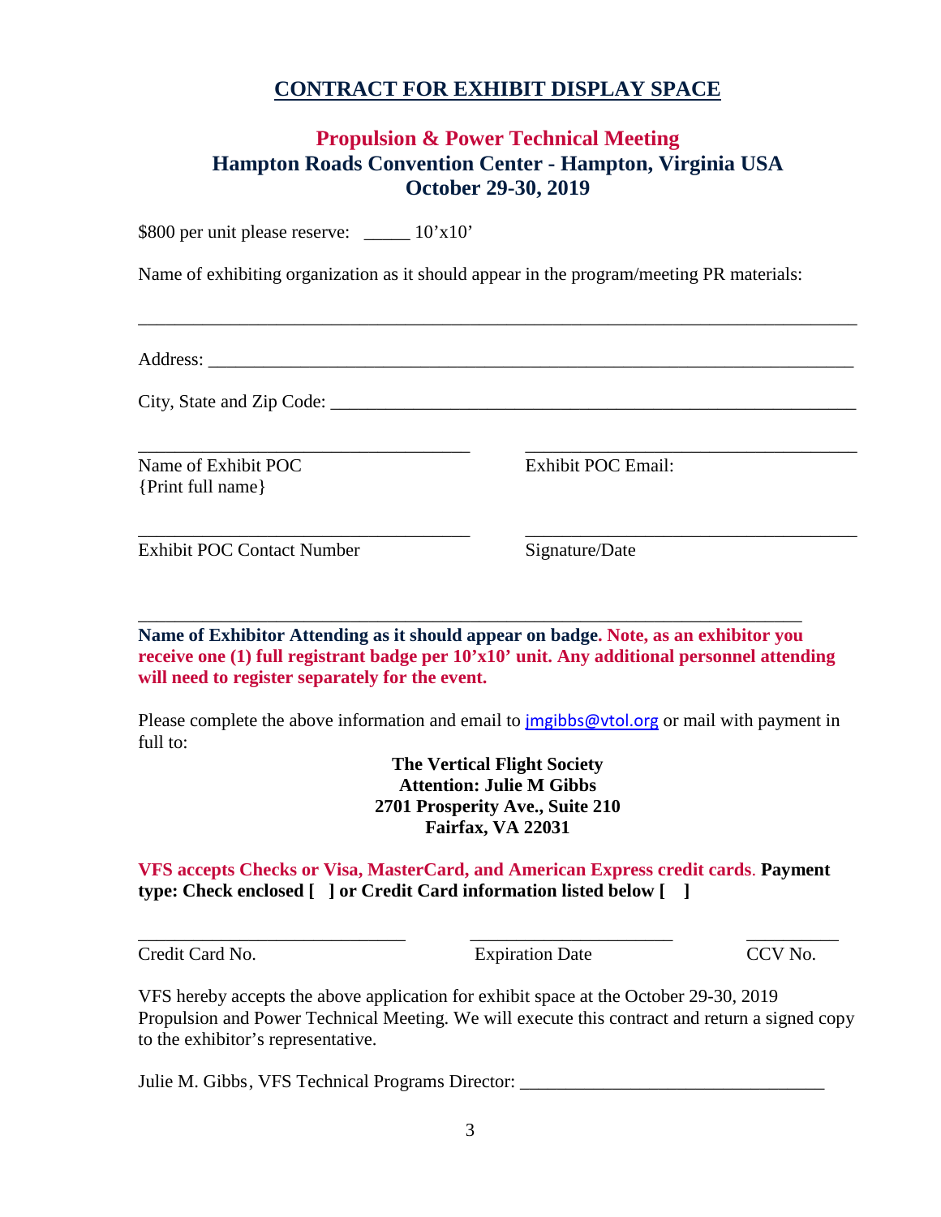## CONTRACT FOR EXHIBIT DISPLAY SPACE

### Propulsion & Power Technical Meeting
### Hampton Roads Convention Center - Hampton, Virginia USA
### October 29-30, 2019

$800 per unit please reserve: _____ 10’x10’

Name of exhibiting organization as it should appear in the program/meeting PR materials:

_______________________________________________________________________________

Address: ______________________________________________________________________

City, State and Zip Code: _______________________________________________________

| | |
|---|---|
| ____________________________________ | ____________________________________ |
| Name of Exhibit POC {Print full name} | Exhibit POC Email: |
| ____________________________________ | ____________________________________ |
| Exhibit POC Contact Number | Signature/Date |

_______________________________________________________________________

**Name of Exhibitor Attending as it should appear on badge. Note, as an exhibitor you receive one (1) full registrant badge per 10’x10’ unit. Any additional personnel attending will need to register separately for the event.**

Please complete the above information and email to jmgibbs@vtol.org or mail with payment in full to:

**The Vertical Flight Society**
**Attention: Julie M Gibbs**
**2701 Prosperity Ave., Suite 210**
**Fairfax, VA 22031**

**VFS accepts Checks or Visa, MasterCard, and American Express credit cards. Payment type: Check enclosed [ ] or Credit Card information listed below [ ]**

| | | |
|---|---|---|
| _____________________________ | ______________________ | __________ |
| Credit Card No. | Expiration Date | CCV No. |

VFS hereby accepts the above application for exhibit space at the October 29-30, 2019 Propulsion and Power Technical Meeting. We will execute this contract and return a signed copy to the exhibitor’s representative.

Julie M. Gibbs, VFS Technical Programs Director: ________________________________